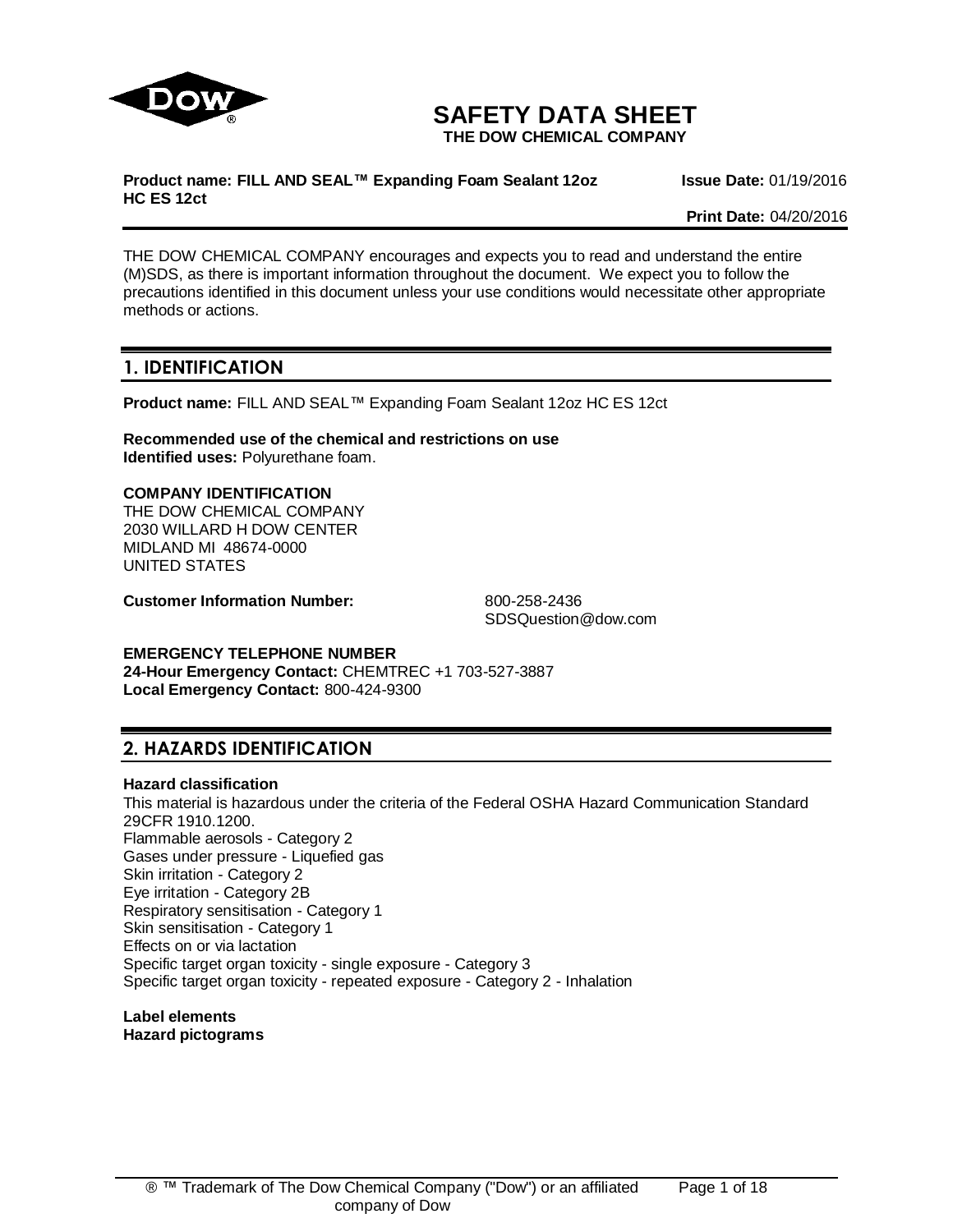# SAFETY DATA SHEET

**THE DOW CHEMICAL COMPANY**

**Product name: FILL AND SEAL™ Expanding Foam Sealant 12oz HC ES 12ct**

**Issue Date:** 01/19/2016

**Print Date:** 04/20/2016

THE DOW CHEMICAL COMPANY encourages and expects you to read and understand the entire (M)SDS, as there is important information throughout the document. We expect you to follow the precautions identified in this document unless your use conditions would necessitate other appropriate methods or actions.

## 1. IDENTIFICATION

**Product name:** FILL AND SEAL™ Expanding Foam Sealant 12oz HC ES 12ct

**Recommended use of the chemical and restrictions on use**
**Identified uses:** Polyurethane foam.

**COMPANY IDENTIFICATION**
THE DOW CHEMICAL COMPANY
2030 WILLARD H DOW CENTER
MIDLAND MI 48674-0000
UNITED STATES

**Customer Information Number:** 800-258-2436
SDSQuestion@dow.com

**EMERGENCY TELEPHONE NUMBER**
**24-Hour Emergency Contact:** CHEMTREC +1 703-527-3887
**Local Emergency Contact:** 800-424-9300

## 2. HAZARDS IDENTIFICATION

**Hazard classification**
This material is hazardous under the criteria of the Federal OSHA Hazard Communication Standard 29CFR 1910.1200.
Flammable aerosols - Category 2
Gases under pressure - Liquefied gas
Skin irritation - Category 2
Eye irritation - Category 2B
Respiratory sensitisation - Category 1
Skin sensitisation - Category 1
Effects on or via lactation
Specific target organ toxicity - single exposure - Category 3
Specific target organ toxicity - repeated exposure - Category 2 - Inhalation

**Label elements**
**Hazard pictograms**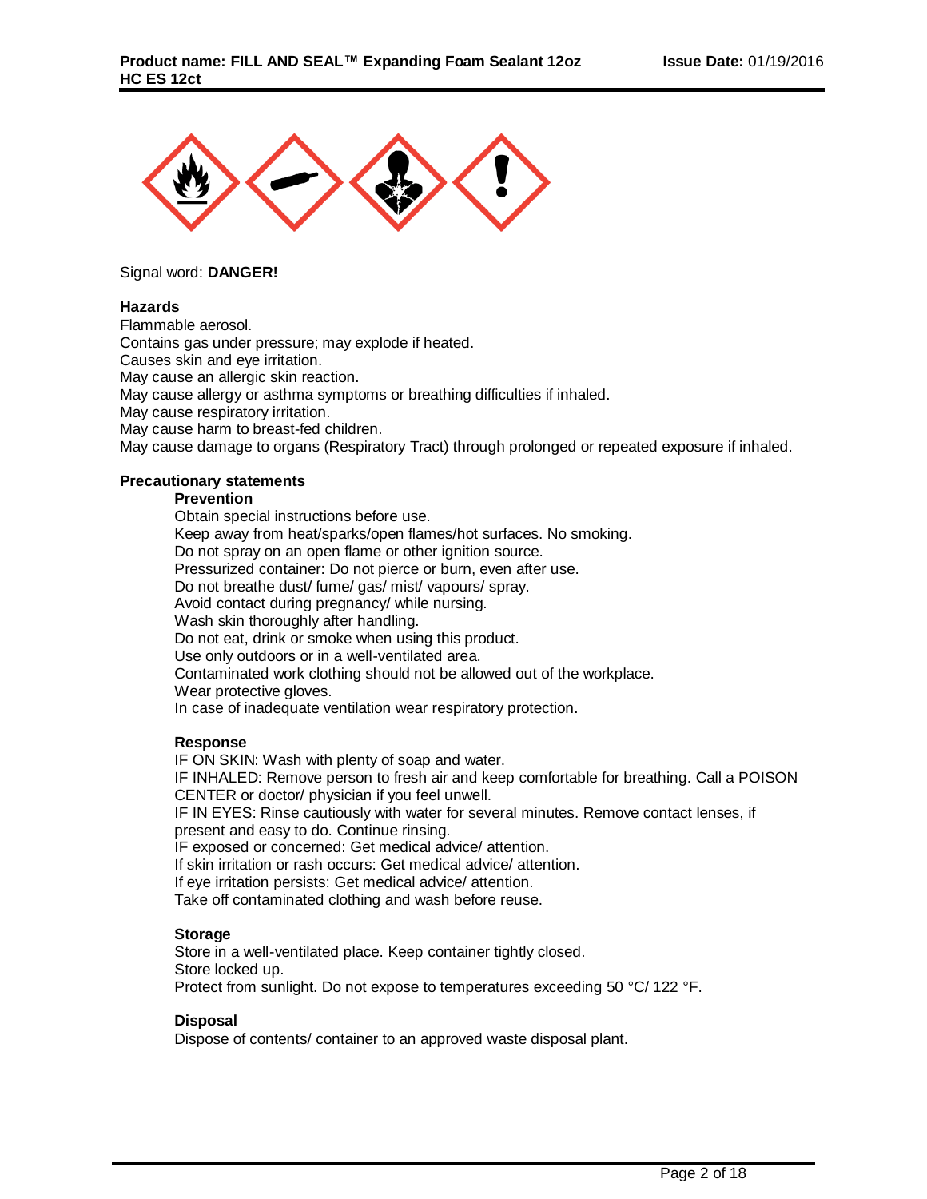Signal word: **DANGER!**

**Hazards**

Flammable aerosol.
Contains gas under pressure; may explode if heated.
Causes skin and eye irritation.
May cause an allergic skin reaction.
May cause allergy or asthma symptoms or breathing difficulties if inhaled.
May cause respiratory irritation.
May cause harm to breast-fed children.
May cause damage to organs (Respiratory Tract) through prolonged or repeated exposure if inhaled.

**Precautionary statements**

**Prevention**

Obtain special instructions before use.
Keep away from heat/sparks/open flames/hot surfaces. No smoking.
Do not spray on an open flame or other ignition source.
Pressurized container: Do not pierce or burn, even after use.
Do not breathe dust/ fume/ gas/ mist/ vapours/ spray.
Avoid contact during pregnancy/ while nursing.
Wash skin thoroughly after handling.
Do not eat, drink or smoke when using this product.
Use only outdoors or in a well-ventilated area.
Contaminated work clothing should not be allowed out of the workplace.
Wear protective gloves.
In case of inadequate ventilation wear respiratory protection.

**Response**

IF ON SKIN: Wash with plenty of soap and water.
IF INHALED: Remove person to fresh air and keep comfortable for breathing. Call a POISON CENTER or doctor/ physician if you feel unwell.
IF IN EYES: Rinse cautiously with water for several minutes. Remove contact lenses, if present and easy to do. Continue rinsing.
IF exposed or concerned: Get medical advice/ attention.
If skin irritation or rash occurs: Get medical advice/ attention.
If eye irritation persists: Get medical advice/ attention.
Take off contaminated clothing and wash before reuse.

**Storage**

Store in a well-ventilated place. Keep container tightly closed.
Store locked up.
Protect from sunlight. Do not expose to temperatures exceeding 50 °C/ 122 °F.

**Disposal**

Dispose of contents/ container to an approved waste disposal plant.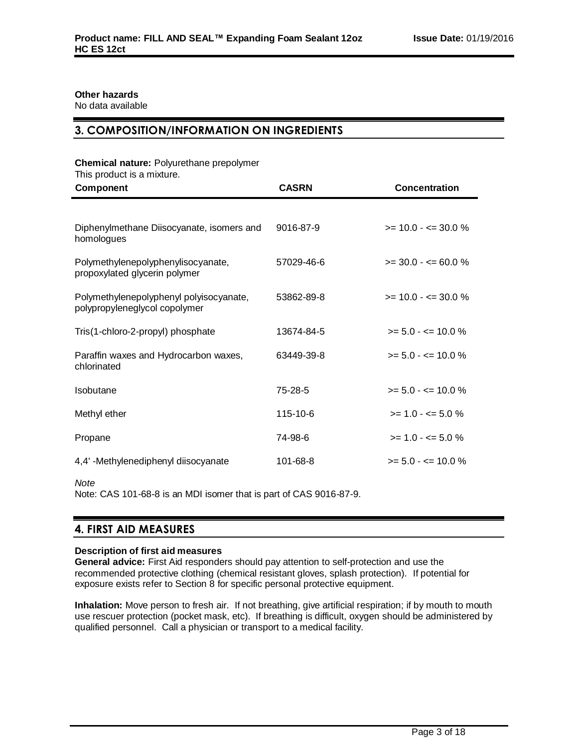**Other hazards**
No data available

## 3. COMPOSITION/INFORMATION ON INGREDIENTS

**Chemical nature:** Polyurethane prepolymer
This product is a mixture.

| Component | CASRN | Concentration |
|---|---|---|
| Diphenylmethane Diisocyanate, isomers and homologues | 9016-87-9 | >= 10.0 - <= 30.0 % |
| Polymethylenepolyphenylisocyanate, propoxylated glycerin polymer | 57029-46-6 | >= 30.0 - <= 60.0 % |
| Polymethylenepolyphenyl polyisocyanate, polypropyleneglycol copolymer | 53862-89-8 | >= 10.0 - <= 30.0 % |
| Tris(1-chloro-2-propyl) phosphate | 13674-84-5 | >= 5.0 - <= 10.0 % |
| Paraffin waxes and Hydrocarbon waxes, chlorinated | 63449-39-8 | >= 5.0 - <= 10.0 % |
| Isobutane | 75-28-5 | >= 5.0 - <= 10.0 % |
| Methyl ether | 115-10-6 | >= 1.0 - <= 5.0 % |
| Propane | 74-98-6 | >= 1.0 - <= 5.0 % |
| 4,4' -Methylenediphenyl diisocyanate | 101-68-8 | >= 5.0 - <= 10.0 % |

*Note*
Note: CAS 101-68-8 is an MDI isomer that is part of CAS 9016-87-9.

## 4. FIRST AID MEASURES

**Description of first aid measures**
**General advice:** First Aid responders should pay attention to self-protection and use the recommended protective clothing (chemical resistant gloves, splash protection). If potential for exposure exists refer to Section 8 for specific personal protective equipment.

**Inhalation:** Move person to fresh air. If not breathing, give artificial respiration; if by mouth to mouth use rescuer protection (pocket mask, etc). If breathing is difficult, oxygen should be administered by qualified personnel. Call a physician or transport to a medical facility.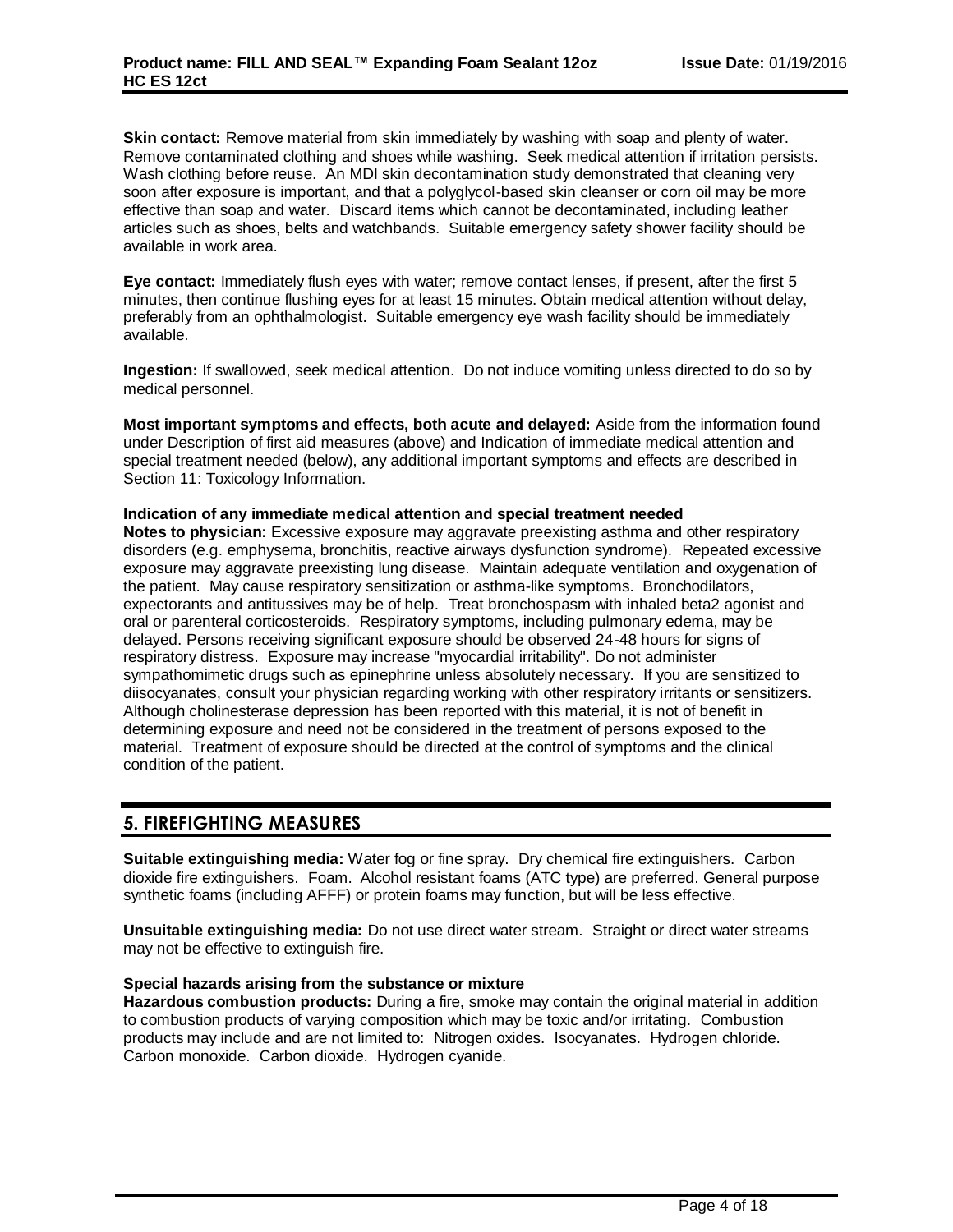**Skin contact:** Remove material from skin immediately by washing with soap and plenty of water. Remove contaminated clothing and shoes while washing. Seek medical attention if irritation persists. Wash clothing before reuse. An MDI skin decontamination study demonstrated that cleaning very soon after exposure is important, and that a polyglycol-based skin cleanser or corn oil may be more effective than soap and water. Discard items which cannot be decontaminated, including leather articles such as shoes, belts and watchbands. Suitable emergency safety shower facility should be available in work area.

**Eye contact:** Immediately flush eyes with water; remove contact lenses, if present, after the first 5 minutes, then continue flushing eyes for at least 15 minutes. Obtain medical attention without delay, preferably from an ophthalmologist. Suitable emergency eye wash facility should be immediately available.

**Ingestion:** If swallowed, seek medical attention. Do not induce vomiting unless directed to do so by medical personnel.

**Most important symptoms and effects, both acute and delayed:** Aside from the information found under Description of first aid measures (above) and Indication of immediate medical attention and special treatment needed (below), any additional important symptoms and effects are described in Section 11: Toxicology Information.

**Indication of any immediate medical attention and special treatment needed**

**Notes to physician:** Excessive exposure may aggravate preexisting asthma and other respiratory disorders (e.g. emphysema, bronchitis, reactive airways dysfunction syndrome). Repeated excessive exposure may aggravate preexisting lung disease. Maintain adequate ventilation and oxygenation of the patient. May cause respiratory sensitization or asthma-like symptoms. Bronchodilators, expectorants and antitussives may be of help. Treat bronchospasm with inhaled beta2 agonist and oral or parenteral corticosteroids. Respiratory symptoms, including pulmonary edema, may be delayed. Persons receiving significant exposure should be observed 24-48 hours for signs of respiratory distress. Exposure may increase "myocardial irritability". Do not administer sympathomimetic drugs such as epinephrine unless absolutely necessary. If you are sensitized to diisocyanates, consult your physician regarding working with other respiratory irritants or sensitizers. Although cholinesterase depression has been reported with this material, it is not of benefit in determining exposure and need not be considered in the treatment of persons exposed to the material. Treatment of exposure should be directed at the control of symptoms and the clinical condition of the patient.

## 5. FIREFIGHTING MEASURES

**Suitable extinguishing media:** Water fog or fine spray. Dry chemical fire extinguishers. Carbon dioxide fire extinguishers. Foam. Alcohol resistant foams (ATC type) are preferred. General purpose synthetic foams (including AFFF) or protein foams may function, but will be less effective.

**Unsuitable extinguishing media:** Do not use direct water stream. Straight or direct water streams may not be effective to extinguish fire.

**Special hazards arising from the substance or mixture**

**Hazardous combustion products:** During a fire, smoke may contain the original material in addition to combustion products of varying composition which may be toxic and/or irritating. Combustion products may include and are not limited to: Nitrogen oxides. Isocyanates. Hydrogen chloride. Carbon monoxide. Carbon dioxide. Hydrogen cyanide.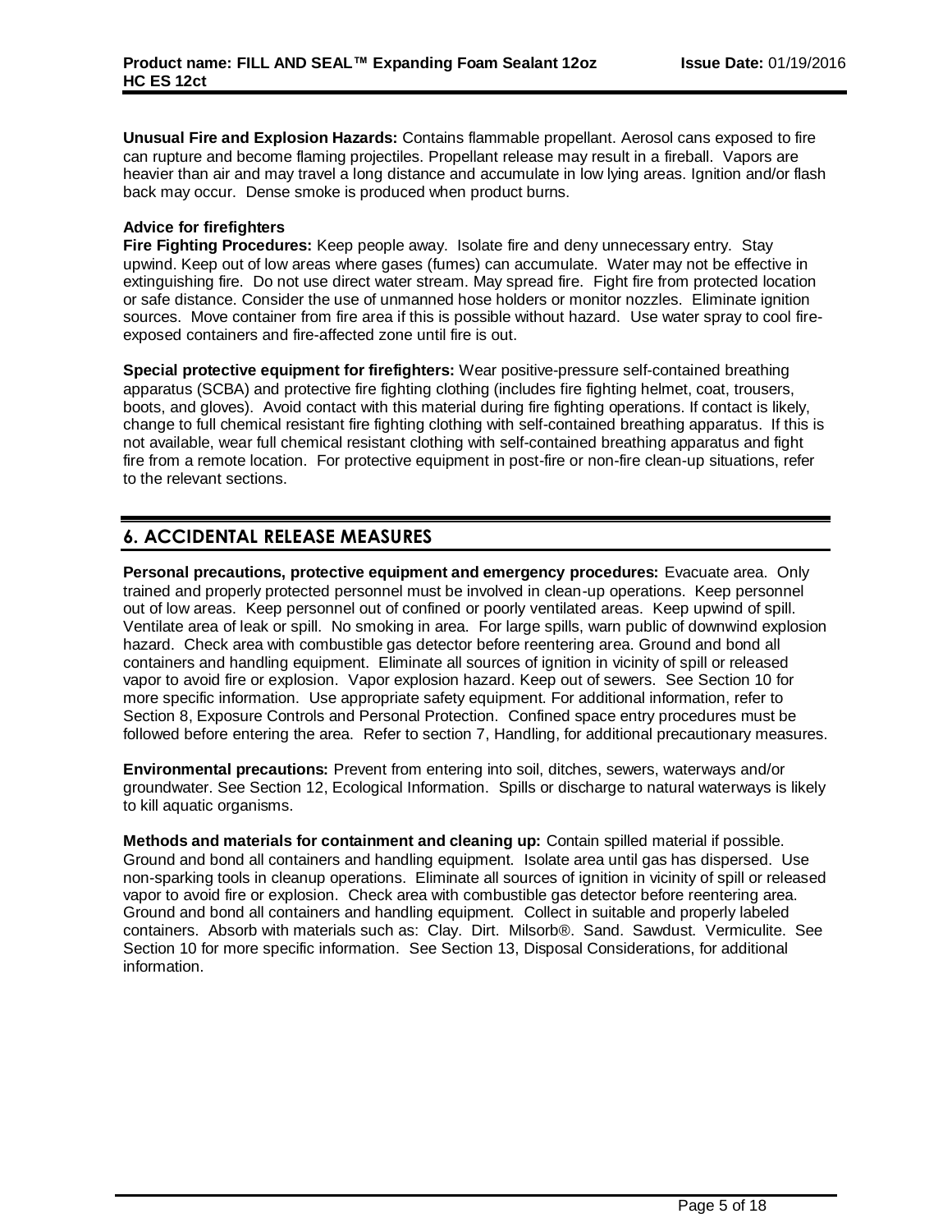**Unusual Fire and Explosion Hazards:** Contains flammable propellant. Aerosol cans exposed to fire can rupture and become flaming projectiles. Propellant release may result in a fireball. Vapors are heavier than air and may travel a long distance and accumulate in low lying areas. Ignition and/or flash back may occur. Dense smoke is produced when product burns.

**Advice for firefighters**

**Fire Fighting Procedures:** Keep people away. Isolate fire and deny unnecessary entry. Stay upwind. Keep out of low areas where gases (fumes) can accumulate. Water may not be effective in extinguishing fire. Do not use direct water stream. May spread fire. Fight fire from protected location or safe distance. Consider the use of unmanned hose holders or monitor nozzles. Eliminate ignition sources. Move container from fire area if this is possible without hazard. Use water spray to cool fire-exposed containers and fire-affected zone until fire is out.

**Special protective equipment for firefighters:** Wear positive-pressure self-contained breathing apparatus (SCBA) and protective fire fighting clothing (includes fire fighting helmet, coat, trousers, boots, and gloves). Avoid contact with this material during fire fighting operations. If contact is likely, change to full chemical resistant fire fighting clothing with self-contained breathing apparatus. If this is not available, wear full chemical resistant clothing with self-contained breathing apparatus and fight fire from a remote location. For protective equipment in post-fire or non-fire clean-up situations, refer to the relevant sections.

## 6. ACCIDENTAL RELEASE MEASURES

**Personal precautions, protective equipment and emergency procedures:** Evacuate area. Only trained and properly protected personnel must be involved in clean-up operations. Keep personnel out of low areas. Keep personnel out of confined or poorly ventilated areas. Keep upwind of spill. Ventilate area of leak or spill. No smoking in area. For large spills, warn public of downwind explosion hazard. Check area with combustible gas detector before reentering area. Ground and bond all containers and handling equipment. Eliminate all sources of ignition in vicinity of spill or released vapor to avoid fire or explosion. Vapor explosion hazard. Keep out of sewers. See Section 10 for more specific information. Use appropriate safety equipment. For additional information, refer to Section 8, Exposure Controls and Personal Protection. Confined space entry procedures must be followed before entering the area. Refer to section 7, Handling, for additional precautionary measures.

**Environmental precautions:** Prevent from entering into soil, ditches, sewers, waterways and/or groundwater. See Section 12, Ecological Information. Spills or discharge to natural waterways is likely to kill aquatic organisms.

**Methods and materials for containment and cleaning up:** Contain spilled material if possible. Ground and bond all containers and handling equipment. Isolate area until gas has dispersed. Use non-sparking tools in cleanup operations. Eliminate all sources of ignition in vicinity of spill or released vapor to avoid fire or explosion. Check area with combustible gas detector before reentering area. Ground and bond all containers and handling equipment. Collect in suitable and properly labeled containers. Absorb with materials such as: Clay. Dirt. Milsorb®. Sand. Sawdust. Vermiculite. See Section 10 for more specific information. See Section 13, Disposal Considerations, for additional information.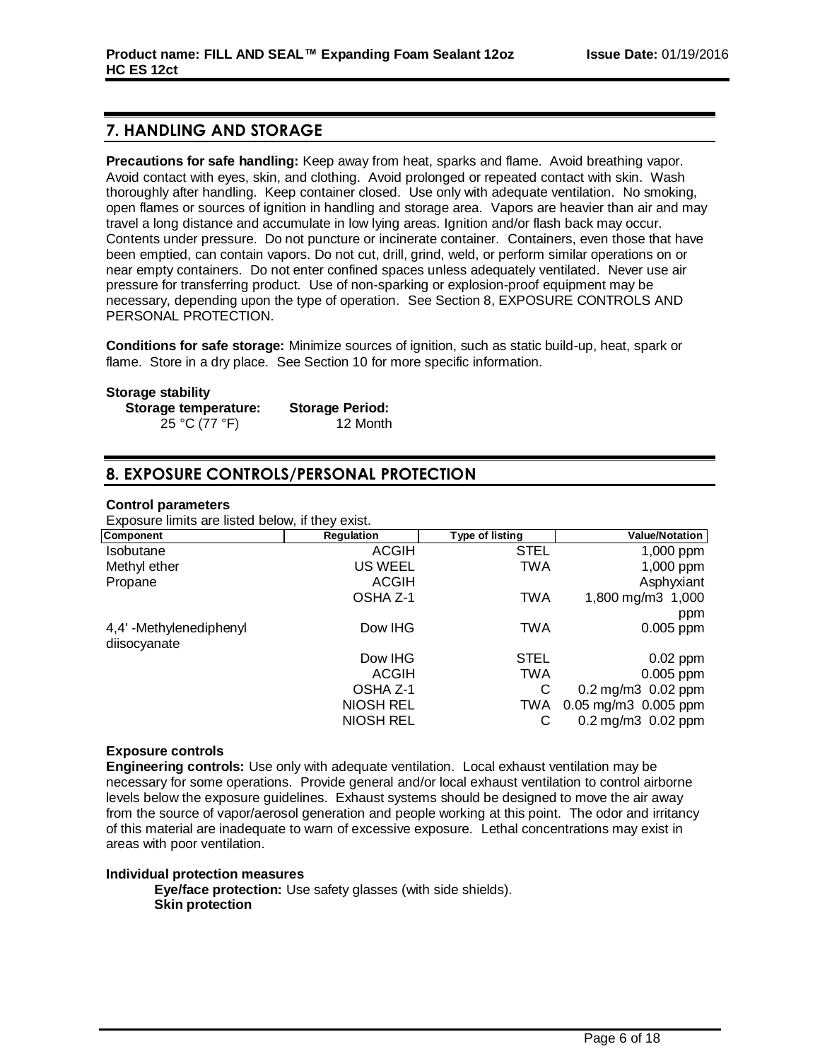## 7. HANDLING AND STORAGE

**Precautions for safe handling:** Keep away from heat, sparks and flame. Avoid breathing vapor. Avoid contact with eyes, skin, and clothing. Avoid prolonged or repeated contact with skin. Wash thoroughly after handling. Keep container closed. Use only with adequate ventilation. No smoking, open flames or sources of ignition in handling and storage area. Vapors are heavier than air and may travel a long distance and accumulate in low lying areas. Ignition and/or flash back may occur. Contents under pressure. Do not puncture or incinerate container. Containers, even those that have been emptied, can contain vapors. Do not cut, drill, grind, weld, or perform similar operations on or near empty containers. Do not enter confined spaces unless adequately ventilated. Never use air pressure for transferring product. Use of non-sparking or explosion-proof equipment may be necessary, depending upon the type of operation. See Section 8, EXPOSURE CONTROLS AND PERSONAL PROTECTION.

**Conditions for safe storage:** Minimize sources of ignition, such as static build-up, heat, spark or flame. Store in a dry place. See Section 10 for more specific information.

**Storage stability**

| **Storage temperature:** | **Storage Period:** |
|---|---|
| 25 °C (77 °F) | 12 Month |

## 8. EXPOSURE CONTROLS/PERSONAL PROTECTION

**Control parameters**

Exposure limits are listed below, if they exist.

| Component | Regulation | Type of listing | Value/Notation |
|---|---|---|---|
| Isobutane | ACGIH | STEL | 1,000 ppm |
| Methyl ether | US WEEL | TWA | 1,000 ppm |
| Propane | ACGIH | | Asphyxiant |
| | OSHA Z-1 | TWA | 1,800 mg/m3 1,000 ppm |
| 4,4' -Methylenediphenyl diisocyanate | Dow IHG | TWA | 0.005 ppm |
| | Dow IHG | STEL | 0.02 ppm |
| | ACGIH | TWA | 0.005 ppm |
| | OSHA Z-1 | C | 0.2 mg/m3 0.02 ppm |
| | NIOSH REL | TWA | 0.05 mg/m3 0.005 ppm |
| | NIOSH REL | C | 0.2 mg/m3 0.02 ppm |

**Exposure controls**

**Engineering controls:** Use only with adequate ventilation. Local exhaust ventilation may be necessary for some operations. Provide general and/or local exhaust ventilation to control airborne levels below the exposure guidelines. Exhaust systems should be designed to move the air away from the source of vapor/aerosol generation and people working at this point. The odor and irritancy of this material are inadequate to warn of excessive exposure. Lethal concentrations may exist in areas with poor ventilation.

**Individual protection measures**

**Eye/face protection:** Use safety glasses (with side shields).

**Skin protection**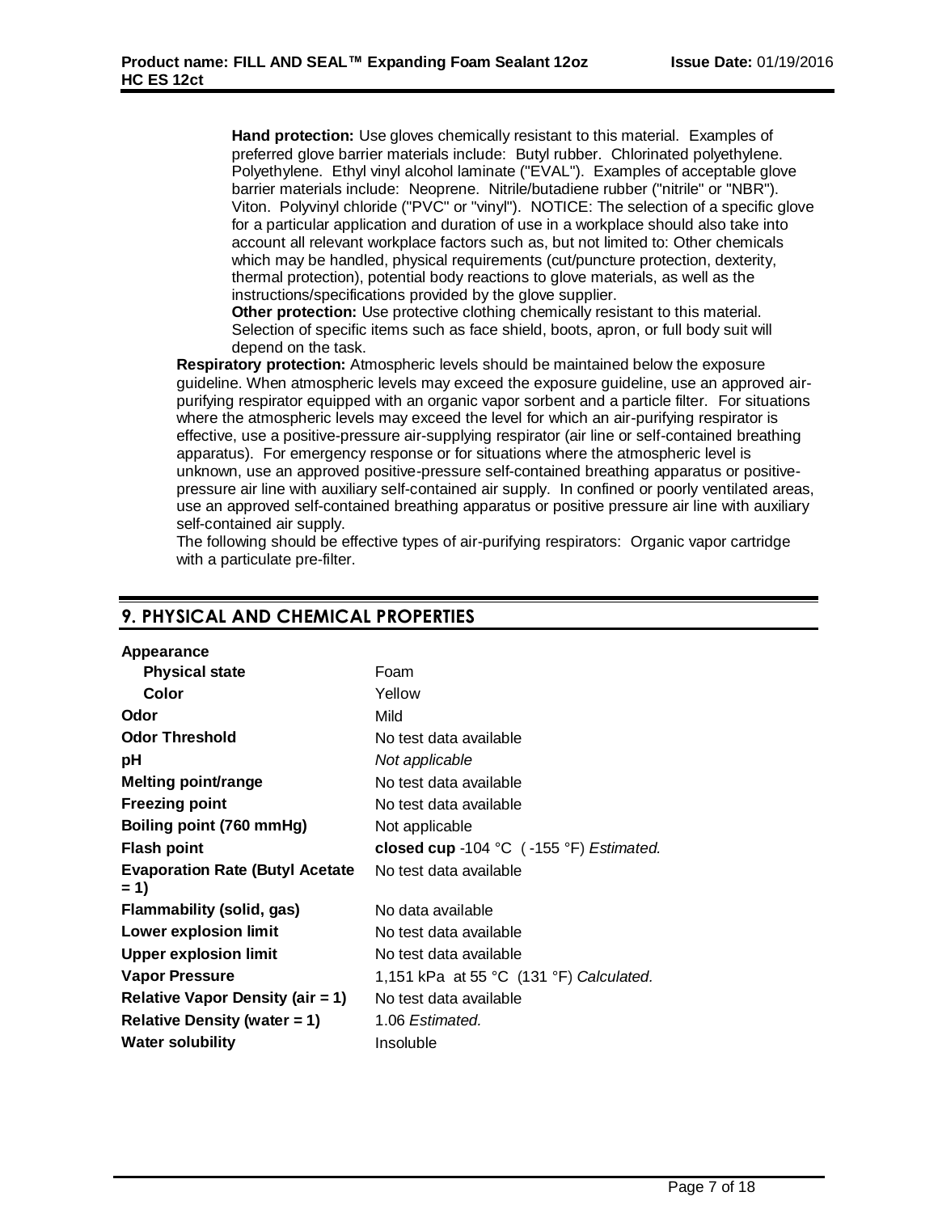**Hand protection:** Use gloves chemically resistant to this material. Examples of preferred glove barrier materials include: Butyl rubber. Chlorinated polyethylene. Polyethylene. Ethyl vinyl alcohol laminate ("EVAL"). Examples of acceptable glove barrier materials include: Neoprene. Nitrile/butadiene rubber ("nitrile" or "NBR"). Viton. Polyvinyl chloride ("PVC" or "vinyl"). NOTICE: The selection of a specific glove for a particular application and duration of use in a workplace should also take into account all relevant workplace factors such as, but not limited to: Other chemicals which may be handled, physical requirements (cut/puncture protection, dexterity, thermal protection), potential body reactions to glove materials, as well as the instructions/specifications provided by the glove supplier.

**Other protection:** Use protective clothing chemically resistant to this material. Selection of specific items such as face shield, boots, apron, or full body suit will depend on the task.

**Respiratory protection:** Atmospheric levels should be maintained below the exposure guideline. When atmospheric levels may exceed the exposure guideline, use an approved air-purifying respirator equipped with an organic vapor sorbent and a particle filter. For situations where the atmospheric levels may exceed the level for which an air-purifying respirator is effective, use a positive-pressure air-supplying respirator (air line or self-contained breathing apparatus). For emergency response or for situations where the atmospheric level is unknown, use an approved positive-pressure self-contained breathing apparatus or positive-pressure air line with auxiliary self-contained air supply. In confined or poorly ventilated areas, use an approved self-contained breathing apparatus or positive pressure air line with auxiliary self-contained air supply.

The following should be effective types of air-purifying respirators: Organic vapor cartridge with a particulate pre-filter.

## 9. PHYSICAL AND CHEMICAL PROPERTIES

| | |
|---|---|
| **Appearance** | |
| **Physical state** | Foam |
| **Color** | Yellow |
| **Odor** | Mild |
| **Odor Threshold** | No test data available |
| **pH** | *Not applicable* |
| **Melting point/range** | No test data available |
| **Freezing point** | No test data available |
| **Boiling point (760 mmHg)** | Not applicable |
| **Flash point** | **closed cup** -104 °C ( -155 °F) *Estimated.* |
| **Evaporation Rate (Butyl Acetate = 1)** | No test data available |
| **Flammability (solid, gas)** | No data available |
| **Lower explosion limit** | No test data available |
| **Upper explosion limit** | No test data available |
| **Vapor Pressure** | 1,151 kPa at 55 °C (131 °F) *Calculated.* |
| **Relative Vapor Density (air = 1)** | No test data available |
| **Relative Density (water = 1)** | 1.06 *Estimated.* |
| **Water solubility** | Insoluble |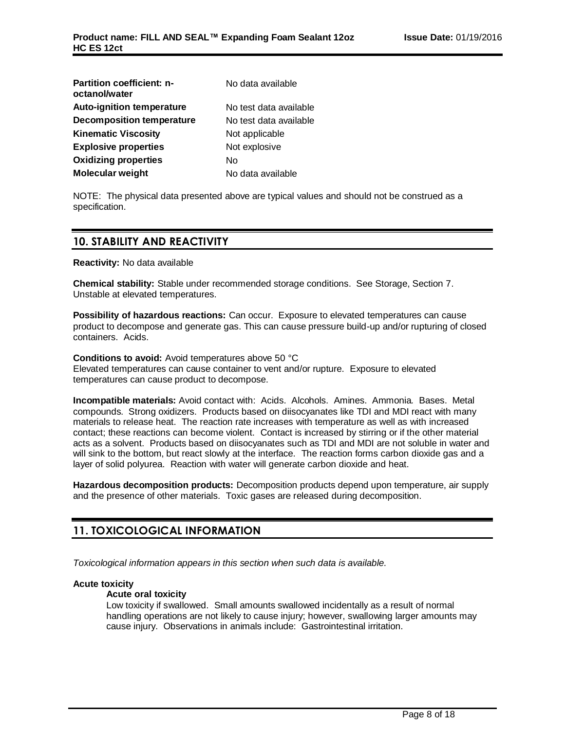| | |
|---|---|
| **Partition coefficient: n-octanol/water** | No data available |
| **Auto-ignition temperature** | No test data available |
| **Decomposition temperature** | No test data available |
| **Kinematic Viscosity** | Not applicable |
| **Explosive properties** | Not explosive |
| **Oxidizing properties** | No |
| **Molecular weight** | No data available |

NOTE: The physical data presented above are typical values and should not be construed as a specification.

## 10. STABILITY AND REACTIVITY

**Reactivity:** No data available

**Chemical stability:** Stable under recommended storage conditions. See Storage, Section 7. Unstable at elevated temperatures.

**Possibility of hazardous reactions:** Can occur. Exposure to elevated temperatures can cause product to decompose and generate gas. This can cause pressure build-up and/or rupturing of closed containers. Acids.

**Conditions to avoid:** Avoid temperatures above 50 °C
Elevated temperatures can cause container to vent and/or rupture. Exposure to elevated temperatures can cause product to decompose.

**Incompatible materials:** Avoid contact with: Acids. Alcohols. Amines. Ammonia. Bases. Metal compounds. Strong oxidizers. Products based on diisocyanates like TDI and MDI react with many materials to release heat. The reaction rate increases with temperature as well as with increased contact; these reactions can become violent. Contact is increased by stirring or if the other material acts as a solvent. Products based on diisocyanates such as TDI and MDI are not soluble in water and will sink to the bottom, but react slowly at the interface. The reaction forms carbon dioxide gas and a layer of solid polyurea. Reaction with water will generate carbon dioxide and heat.

**Hazardous decomposition products:** Decomposition products depend upon temperature, air supply and the presence of other materials. Toxic gases are released during decomposition.

## 11. TOXICOLOGICAL INFORMATION

*Toxicological information appears in this section when such data is available.*

**Acute toxicity**

**Acute oral toxicity**

Low toxicity if swallowed. Small amounts swallowed incidentally as a result of normal handling operations are not likely to cause injury; however, swallowing larger amounts may cause injury. Observations in animals include: Gastrointestinal irritation.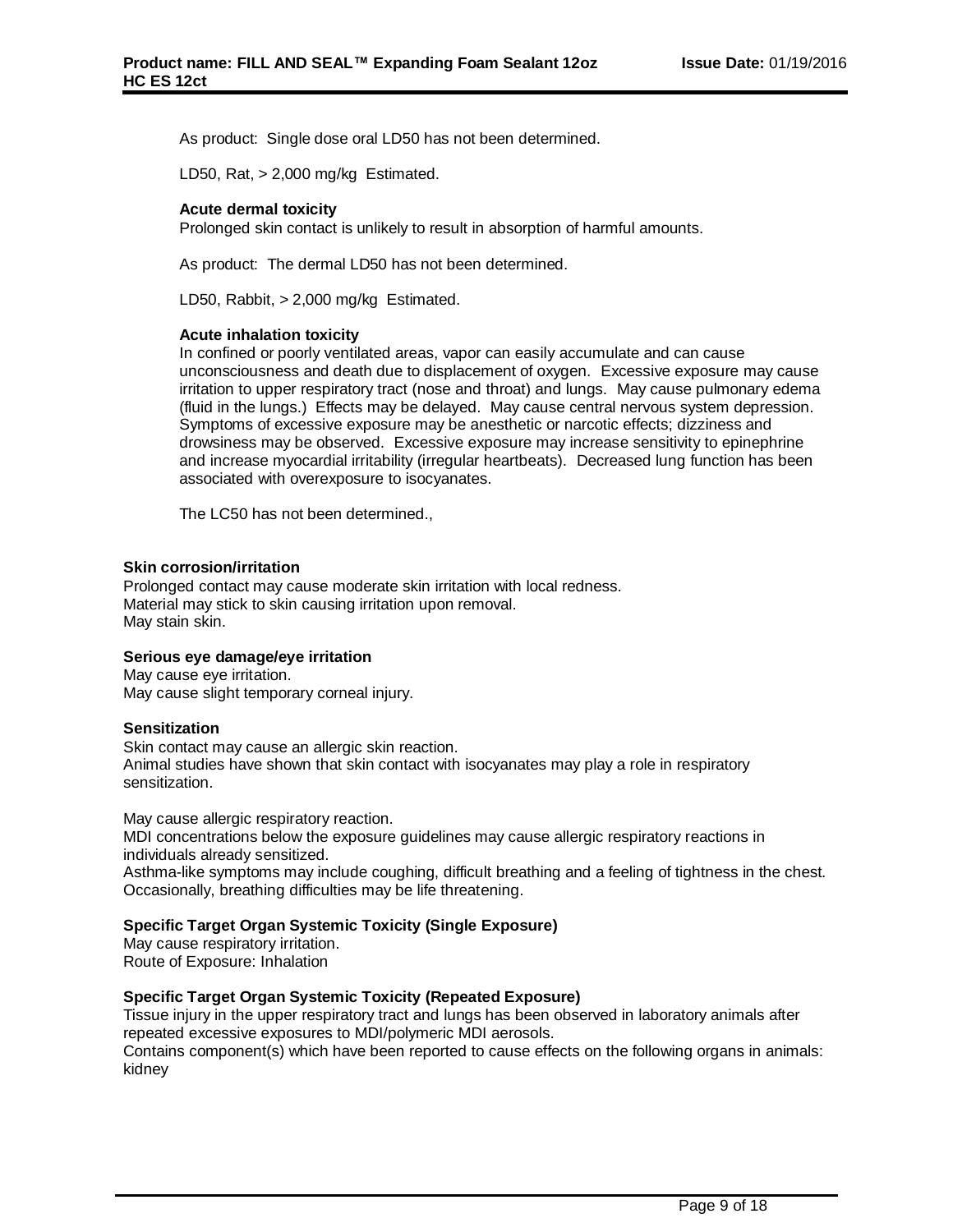As product: Single dose oral LD50 has not been determined.

LD50, Rat, > 2,000 mg/kg Estimated.

**Acute dermal toxicity**

Prolonged skin contact is unlikely to result in absorption of harmful amounts.

As product: The dermal LD50 has not been determined.

LD50, Rabbit, > 2,000 mg/kg Estimated.

**Acute inhalation toxicity**

In confined or poorly ventilated areas, vapor can easily accumulate and can cause unconsciousness and death due to displacement of oxygen. Excessive exposure may cause irritation to upper respiratory tract (nose and throat) and lungs. May cause pulmonary edema (fluid in the lungs.) Effects may be delayed. May cause central nervous system depression. Symptoms of excessive exposure may be anesthetic or narcotic effects; dizziness and drowsiness may be observed. Excessive exposure may increase sensitivity to epinephrine and increase myocardial irritability (irregular heartbeats). Decreased lung function has been associated with overexposure to isocyanates.

The LC50 has not been determined.,

**Skin corrosion/irritation**

Prolonged contact may cause moderate skin irritation with local redness.
Material may stick to skin causing irritation upon removal.
May stain skin.

**Serious eye damage/eye irritation**

May cause eye irritation.
May cause slight temporary corneal injury.

**Sensitization**

Skin contact may cause an allergic skin reaction.
Animal studies have shown that skin contact with isocyanates may play a role in respiratory sensitization.

May cause allergic respiratory reaction.
MDI concentrations below the exposure guidelines may cause allergic respiratory reactions in individuals already sensitized.
Asthma-like symptoms may include coughing, difficult breathing and a feeling of tightness in the chest. Occasionally, breathing difficulties may be life threatening.

**Specific Target Organ Systemic Toxicity (Single Exposure)**

May cause respiratory irritation.
Route of Exposure: Inhalation

**Specific Target Organ Systemic Toxicity (Repeated Exposure)**

Tissue injury in the upper respiratory tract and lungs has been observed in laboratory animals after repeated excessive exposures to MDI/polymeric MDI aerosols.
Contains component(s) which have been reported to cause effects on the following organs in animals: kidney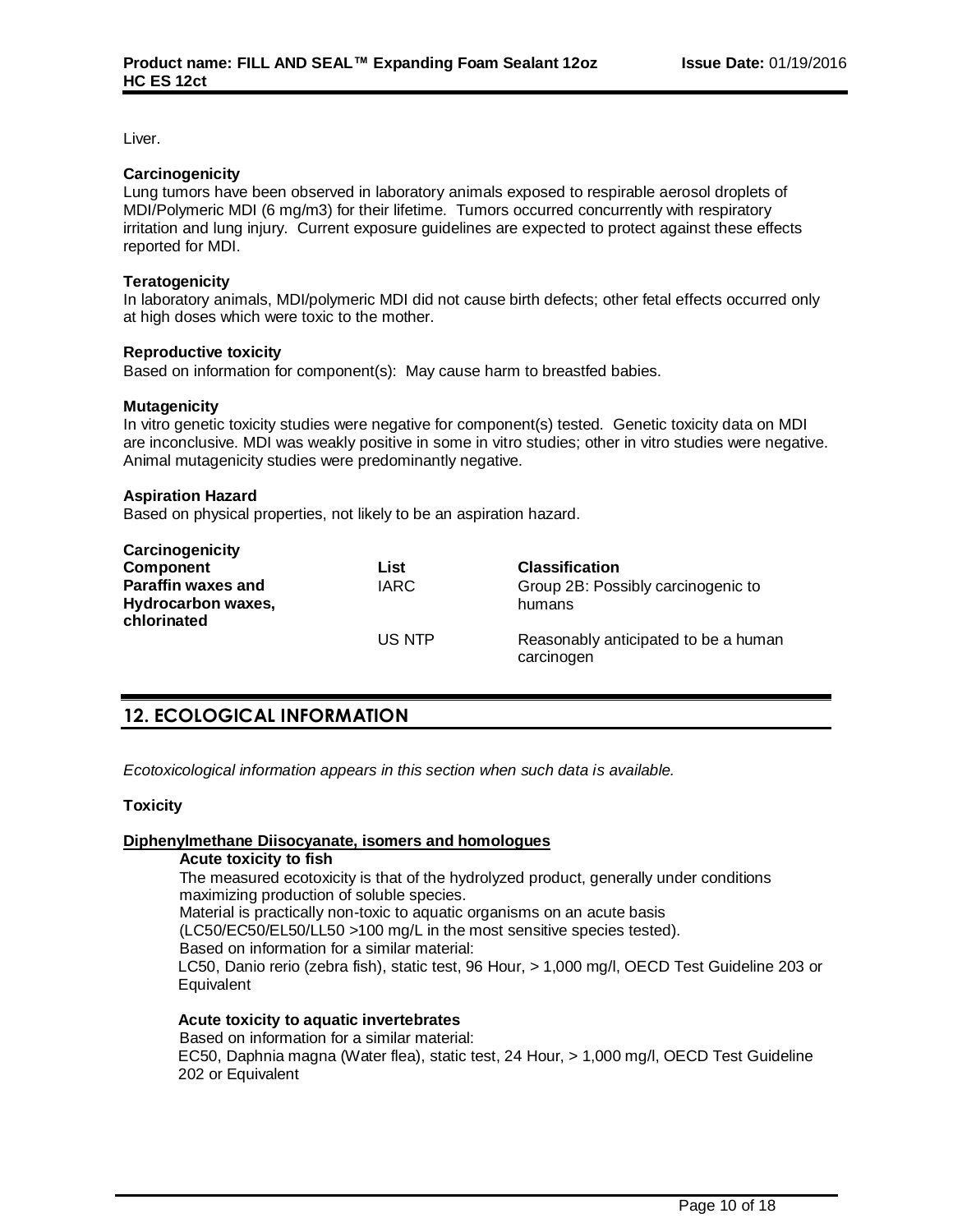Liver.

**Carcinogenicity**
Lung tumors have been observed in laboratory animals exposed to respirable aerosol droplets of MDI/Polymeric MDI (6 mg/m3) for their lifetime. Tumors occurred concurrently with respiratory irritation and lung injury. Current exposure guidelines are expected to protect against these effects reported for MDI.

**Teratogenicity**
In laboratory animals, MDI/polymeric MDI did not cause birth defects; other fetal effects occurred only at high doses which were toxic to the mother.

**Reproductive toxicity**
Based on information for component(s): May cause harm to breastfed babies.

**Mutagenicity**
In vitro genetic toxicity studies were negative for component(s) tested. Genetic toxicity data on MDI are inconclusive. MDI was weakly positive in some in vitro studies; other in vitro studies were negative. Animal mutagenicity studies were predominantly negative.

**Aspiration Hazard**
Based on physical properties, not likely to be an aspiration hazard.

**Carcinogenicity**

| Component | List | Classification |
|---|---|---|
| **Paraffin waxes and Hydrocarbon waxes, chlorinated** | IARC | Group 2B: Possibly carcinogenic to humans |
| | US NTP | Reasonably anticipated to be a human carcinogen |

## 12. ECOLOGICAL INFORMATION

*Ecotoxicological information appears in this section when such data is available.*

**Toxicity**

**Diphenylmethane Diisocyanate, isomers and homologues**

**Acute toxicity to fish**
The measured ecotoxicity is that of the hydrolyzed product, generally under conditions maximizing production of soluble species.
Material is practically non-toxic to aquatic organisms on an acute basis (LC50/EC50/EL50/LL50 >100 mg/L in the most sensitive species tested).
Based on information for a similar material:
LC50, Danio rerio (zebra fish), static test, 96 Hour, > 1,000 mg/l, OECD Test Guideline 203 or Equivalent

**Acute toxicity to aquatic invertebrates**
Based on information for a similar material:
EC50, Daphnia magna (Water flea), static test, 24 Hour, > 1,000 mg/l, OECD Test Guideline 202 or Equivalent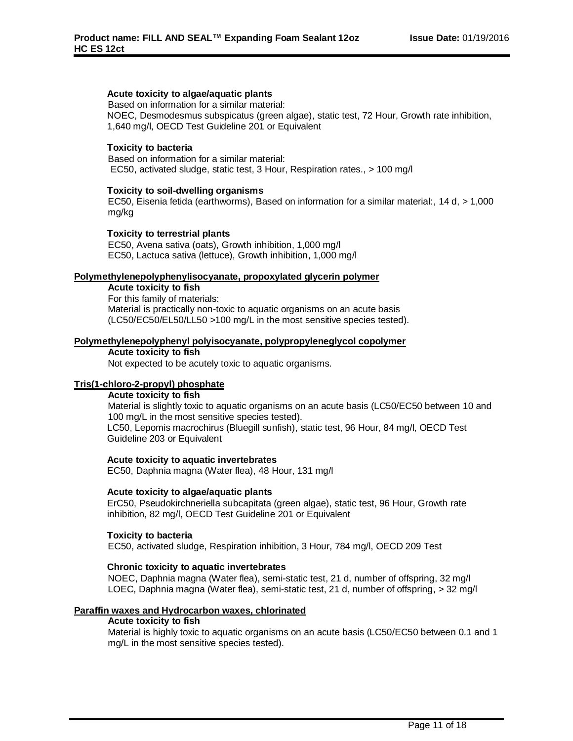**Acute toxicity to algae/aquatic plants**

Based on information for a similar material:
NOEC, Desmodesmus subspicatus (green algae), static test, 72 Hour, Growth rate inhibition, 1,640 mg/l, OECD Test Guideline 201 or Equivalent

**Toxicity to bacteria**

Based on information for a similar material:
EC50, activated sludge, static test, 3 Hour, Respiration rates., > 100 mg/l

**Toxicity to soil-dwelling organisms**

EC50, Eisenia fetida (earthworms), Based on information for a similar material:, 14 d, > 1,000 mg/kg

**Toxicity to terrestrial plants**

EC50, Avena sativa (oats), Growth inhibition, 1,000 mg/l
EC50, Lactuca sativa (lettuce), Growth inhibition, 1,000 mg/l

**Polymethylenepolyphenylisocyanate, propoxylated glycerin polymer**

**Acute toxicity to fish**

For this family of materials:
Material is practically non-toxic to aquatic organisms on an acute basis (LC50/EC50/EL50/LL50 >100 mg/L in the most sensitive species tested).

**Polymethylenepolyphenyl polyisocyanate, polypropyleneglycol copolymer**

**Acute toxicity to fish**

Not expected to be acutely toxic to aquatic organisms.

**Tris(1-chloro-2-propyl) phosphate**

**Acute toxicity to fish**

Material is slightly toxic to aquatic organisms on an acute basis (LC50/EC50 between 10 and 100 mg/L in the most sensitive species tested).
LC50, Lepomis macrochirus (Bluegill sunfish), static test, 96 Hour, 84 mg/l, OECD Test Guideline 203 or Equivalent

**Acute toxicity to aquatic invertebrates**

EC50, Daphnia magna (Water flea), 48 Hour, 131 mg/l

**Acute toxicity to algae/aquatic plants**

ErC50, Pseudokirchneriella subcapitata (green algae), static test, 96 Hour, Growth rate inhibition, 82 mg/l, OECD Test Guideline 201 or Equivalent

**Toxicity to bacteria**

EC50, activated sludge, Respiration inhibition, 3 Hour, 784 mg/l, OECD 209 Test

**Chronic toxicity to aquatic invertebrates**

NOEC, Daphnia magna (Water flea), semi-static test, 21 d, number of offspring, 32 mg/l
LOEC, Daphnia magna (Water flea), semi-static test, 21 d, number of offspring, > 32 mg/l

**Paraffin waxes and Hydrocarbon waxes, chlorinated**

**Acute toxicity to fish**

Material is highly toxic to aquatic organisms on an acute basis (LC50/EC50 between 0.1 and 1 mg/L in the most sensitive species tested).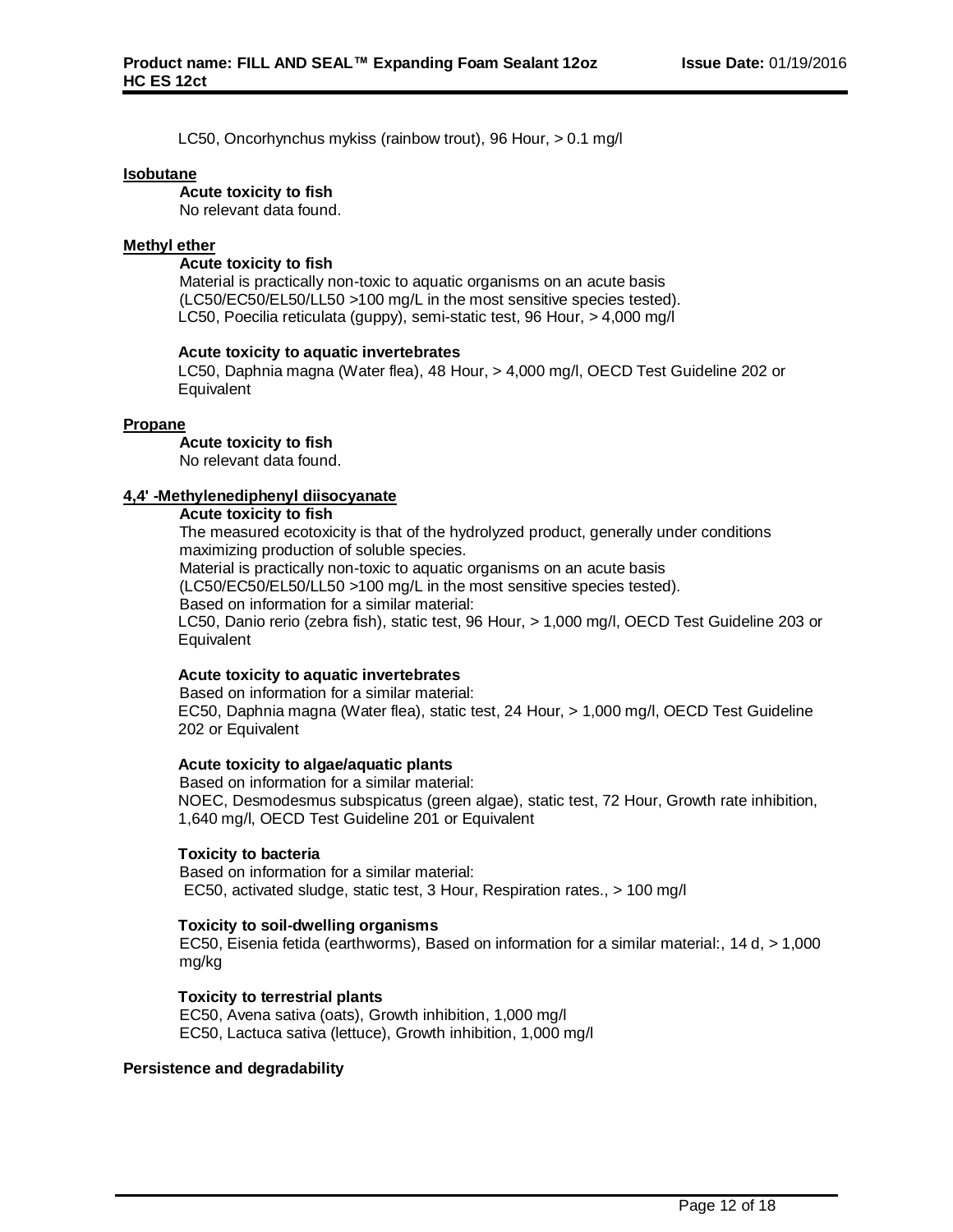LC50, Oncorhynchus mykiss (rainbow trout), 96 Hour, > 0.1 mg/l

**Isobutane**

**Acute toxicity to fish**

No relevant data found.

**Methyl ether**

**Acute toxicity to fish**

Material is practically non-toxic to aquatic organisms on an acute basis (LC50/EC50/EL50/LL50 >100 mg/L in the most sensitive species tested).
LC50, Poecilia reticulata (guppy), semi-static test, 96 Hour, > 4,000 mg/l

**Acute toxicity to aquatic invertebrates**

LC50, Daphnia magna (Water flea), 48 Hour, > 4,000 mg/l, OECD Test Guideline 202 or Equivalent

**Propane**

**Acute toxicity to fish**

No relevant data found.

**4,4' -Methylenediphenyl diisocyanate**

**Acute toxicity to fish**

The measured ecotoxicity is that of the hydrolyzed product, generally under conditions maximizing production of soluble species.
Material is practically non-toxic to aquatic organisms on an acute basis (LC50/EC50/EL50/LL50 >100 mg/L in the most sensitive species tested).
Based on information for a similar material:
LC50, Danio rerio (zebra fish), static test, 96 Hour, > 1,000 mg/l, OECD Test Guideline 203 or Equivalent

**Acute toxicity to aquatic invertebrates**

Based on information for a similar material:
EC50, Daphnia magna (Water flea), static test, 24 Hour, > 1,000 mg/l, OECD Test Guideline 202 or Equivalent

**Acute toxicity to algae/aquatic plants**

Based on information for a similar material:
NOEC, Desmodesmus subspicatus (green algae), static test, 72 Hour, Growth rate inhibition, 1,640 mg/l, OECD Test Guideline 201 or Equivalent

**Toxicity to bacteria**

Based on information for a similar material:
EC50, activated sludge, static test, 3 Hour, Respiration rates., > 100 mg/l

**Toxicity to soil-dwelling organisms**

EC50, Eisenia fetida (earthworms), Based on information for a similar material:, 14 d, > 1,000 mg/kg

**Toxicity to terrestrial plants**

EC50, Avena sativa (oats), Growth inhibition, 1,000 mg/l
EC50, Lactuca sativa (lettuce), Growth inhibition, 1,000 mg/l

**Persistence and degradability**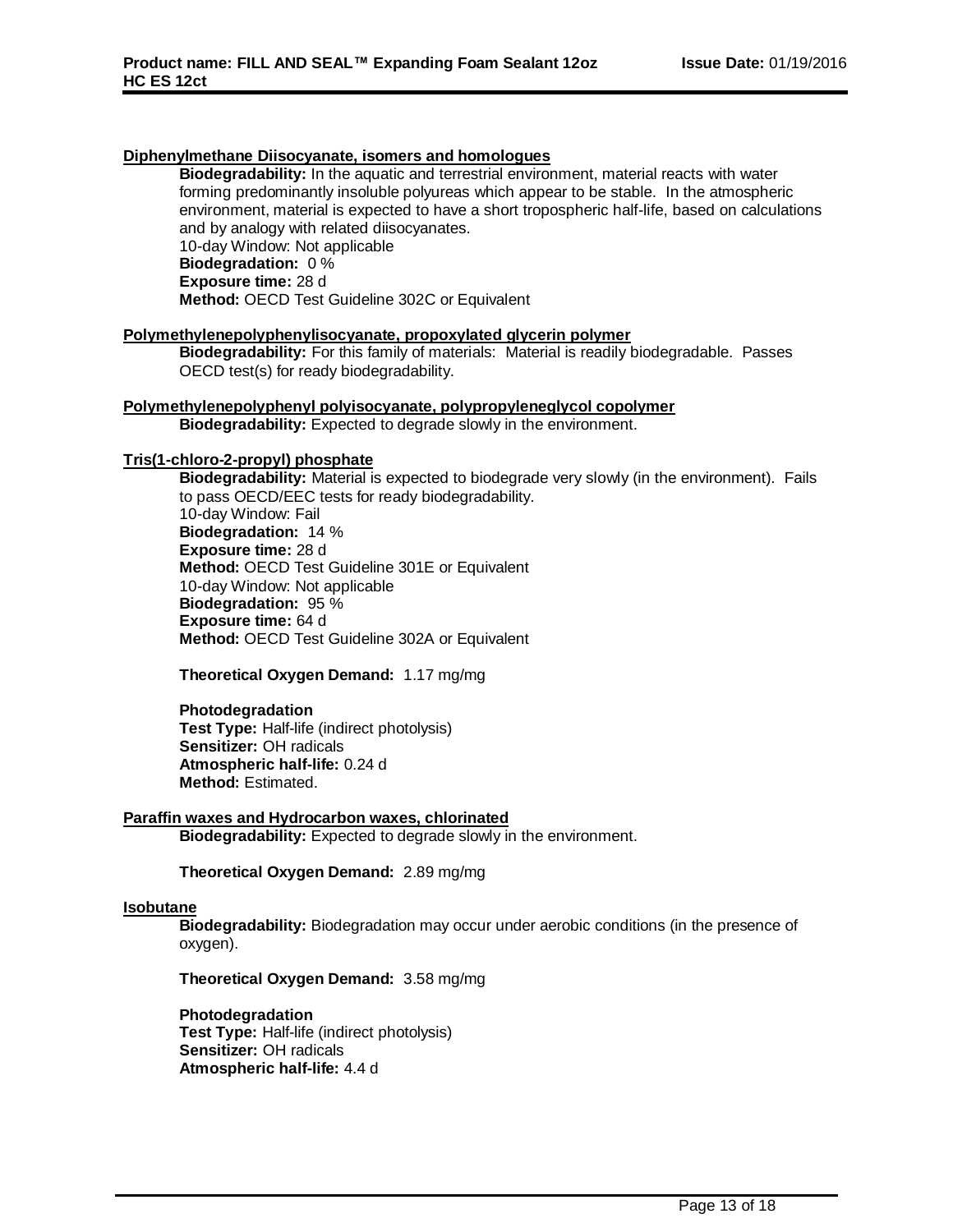**Diphenylmethane Diisocyanate, isomers and homologues**

**Biodegradability:** In the aquatic and terrestrial environment, material reacts with water forming predominantly insoluble polyureas which appear to be stable. In the atmospheric environment, material is expected to have a short tropospheric half-life, based on calculations and by analogy with related diisocyanates.
10-day Window: Not applicable
**Biodegradation:** 0 %
**Exposure time:** 28 d
**Method:** OECD Test Guideline 302C or Equivalent

**Polymethylenepolyphenylisocyanate, propoxylated glycerin polymer**

**Biodegradability:** For this family of materials: Material is readily biodegradable. Passes OECD test(s) for ready biodegradability.

**Polymethylenepolyphenyl polyisocyanate, polypropyleneglycol copolymer**

**Biodegradability:** Expected to degrade slowly in the environment.

**Tris(1-chloro-2-propyl) phosphate**

**Biodegradability:** Material is expected to biodegrade very slowly (in the environment). Fails to pass OECD/EEC tests for ready biodegradability.
10-day Window: Fail
**Biodegradation:** 14 %
**Exposure time:** 28 d
**Method:** OECD Test Guideline 301E or Equivalent
10-day Window: Not applicable
**Biodegradation:** 95 %
**Exposure time:** 64 d
**Method:** OECD Test Guideline 302A or Equivalent

**Theoretical Oxygen Demand:** 1.17 mg/mg

**Photodegradation**
**Test Type:** Half-life (indirect photolysis)
**Sensitizer:** OH radicals
**Atmospheric half-life:** 0.24 d
**Method:** Estimated.

**Paraffin waxes and Hydrocarbon waxes, chlorinated**

**Biodegradability:** Expected to degrade slowly in the environment.

**Theoretical Oxygen Demand:** 2.89 mg/mg

**Isobutane**

**Biodegradability:** Biodegradation may occur under aerobic conditions (in the presence of oxygen).

**Theoretical Oxygen Demand:** 3.58 mg/mg

**Photodegradation**
**Test Type:** Half-life (indirect photolysis)
**Sensitizer:** OH radicals
**Atmospheric half-life:** 4.4 d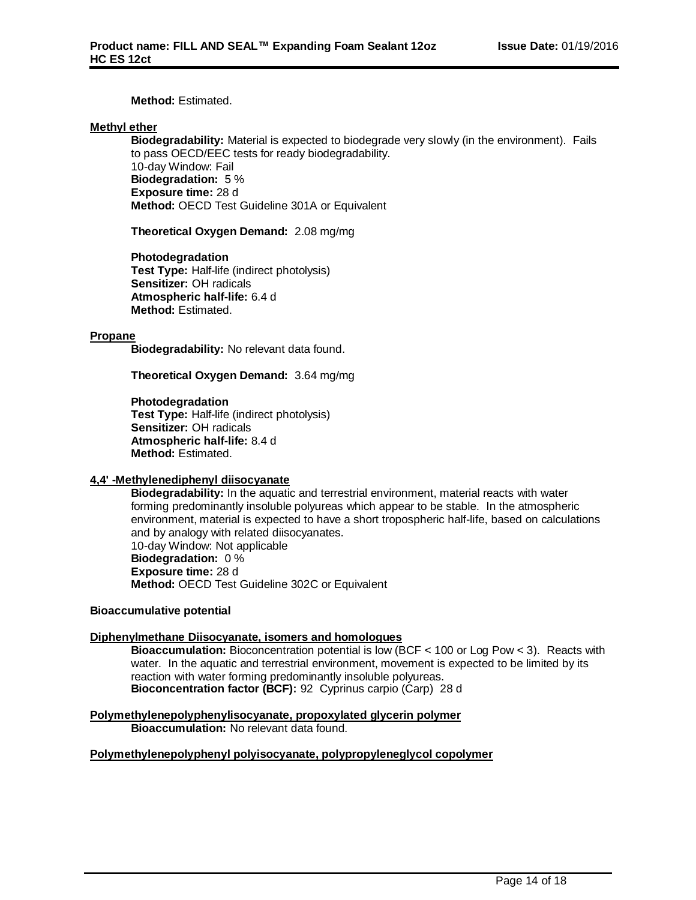**Method:** Estimated.

**Methyl ether**

**Biodegradability:** Material is expected to biodegrade very slowly (in the environment). Fails to pass OECD/EEC tests for ready biodegradability.
10-day Window: Fail
**Biodegradation:** 5 %
**Exposure time:** 28 d
**Method:** OECD Test Guideline 301A or Equivalent

**Theoretical Oxygen Demand:** 2.08 mg/mg

**Photodegradation**
**Test Type:** Half-life (indirect photolysis)
**Sensitizer:** OH radicals
**Atmospheric half-life:** 6.4 d
**Method:** Estimated.

**Propane**

**Biodegradability:** No relevant data found.

**Theoretical Oxygen Demand:** 3.64 mg/mg

**Photodegradation**
**Test Type:** Half-life (indirect photolysis)
**Sensitizer:** OH radicals
**Atmospheric half-life:** 8.4 d
**Method:** Estimated.

**4,4' -Methylenediphenyl diisocyanate**

**Biodegradability:** In the aquatic and terrestrial environment, material reacts with water forming predominantly insoluble polyureas which appear to be stable. In the atmospheric environment, material is expected to have a short tropospheric half-life, based on calculations and by analogy with related diisocyanates.
10-day Window: Not applicable
**Biodegradation:** 0 %
**Exposure time:** 28 d
**Method:** OECD Test Guideline 302C or Equivalent

**Bioaccumulative potential**

**Diphenylmethane Diisocyanate, isomers and homologues**

**Bioaccumulation:** Bioconcentration potential is low (BCF < 100 or Log Pow < 3). Reacts with water. In the aquatic and terrestrial environment, movement is expected to be limited by its reaction with water forming predominantly insoluble polyureas.
**Bioconcentration factor (BCF):** 92 Cyprinus carpio (Carp) 28 d

**Polymethylenepolyphenylisocyanate, propoxylated glycerin polymer**

**Bioaccumulation:** No relevant data found.

**Polymethylenepolyphenyl polyisocyanate, polypropyleneglycol copolymer**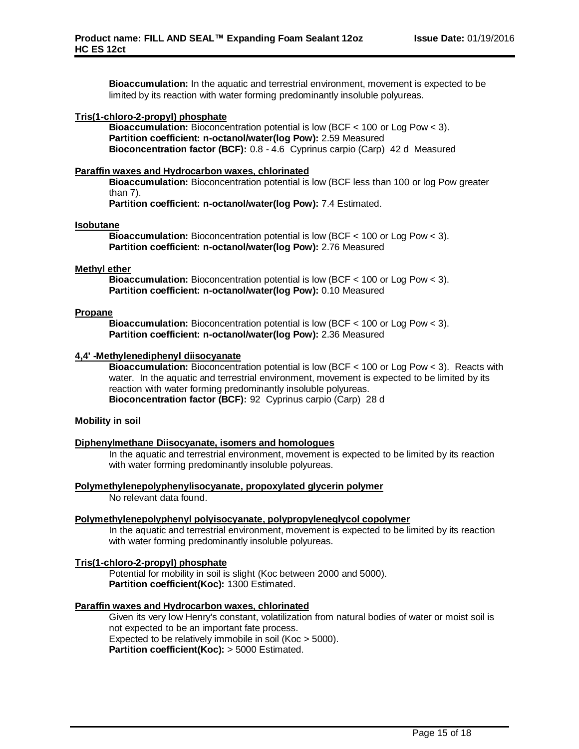**Bioaccumulation:** In the aquatic and terrestrial environment, movement is expected to be limited by its reaction with water forming predominantly insoluble polyureas.

**Tris(1-chloro-2-propyl) phosphate**

**Bioaccumulation:** Bioconcentration potential is low (BCF < 100 or Log Pow < 3).
**Partition coefficient: n-octanol/water(log Pow):** 2.59 Measured
**Bioconcentration factor (BCF):** 0.8 - 4.6 Cyprinus carpio (Carp) 42 d Measured

**Paraffin waxes and Hydrocarbon waxes, chlorinated**

**Bioaccumulation:** Bioconcentration potential is low (BCF less than 100 or log Pow greater than 7).
**Partition coefficient: n-octanol/water(log Pow):** 7.4 Estimated.

**Isobutane**

**Bioaccumulation:** Bioconcentration potential is low (BCF < 100 or Log Pow < 3).
**Partition coefficient: n-octanol/water(log Pow):** 2.76 Measured

**Methyl ether**

**Bioaccumulation:** Bioconcentration potential is low (BCF < 100 or Log Pow < 3).
**Partition coefficient: n-octanol/water(log Pow):** 0.10 Measured

**Propane**

**Bioaccumulation:** Bioconcentration potential is low (BCF < 100 or Log Pow < 3).
**Partition coefficient: n-octanol/water(log Pow):** 2.36 Measured

**4,4' -Methylenediphenyl diisocyanate**

**Bioaccumulation:** Bioconcentration potential is low (BCF < 100 or Log Pow < 3). Reacts with water. In the aquatic and terrestrial environment, movement is expected to be limited by its reaction with water forming predominantly insoluble polyureas.
**Bioconcentration factor (BCF):** 92 Cyprinus carpio (Carp) 28 d

**Mobility in soil**

**Diphenylmethane Diisocyanate, isomers and homologues**

In the aquatic and terrestrial environment, movement is expected to be limited by its reaction with water forming predominantly insoluble polyureas.

**Polymethylenepolyphenylisocyanate, propoxylated glycerin polymer**

No relevant data found.

**Polymethylenepolyphenyl polyisocyanate, polypropyleneglycol copolymer**

In the aquatic and terrestrial environment, movement is expected to be limited by its reaction with water forming predominantly insoluble polyureas.

**Tris(1-chloro-2-propyl) phosphate**

Potential for mobility in soil is slight (Koc between 2000 and 5000).
**Partition coefficient(Koc):** 1300 Estimated.

**Paraffin waxes and Hydrocarbon waxes, chlorinated**

Given its very low Henry's constant, volatilization from natural bodies of water or moist soil is not expected to be an important fate process.
Expected to be relatively immobile in soil (Koc > 5000).
**Partition coefficient(Koc):** > 5000 Estimated.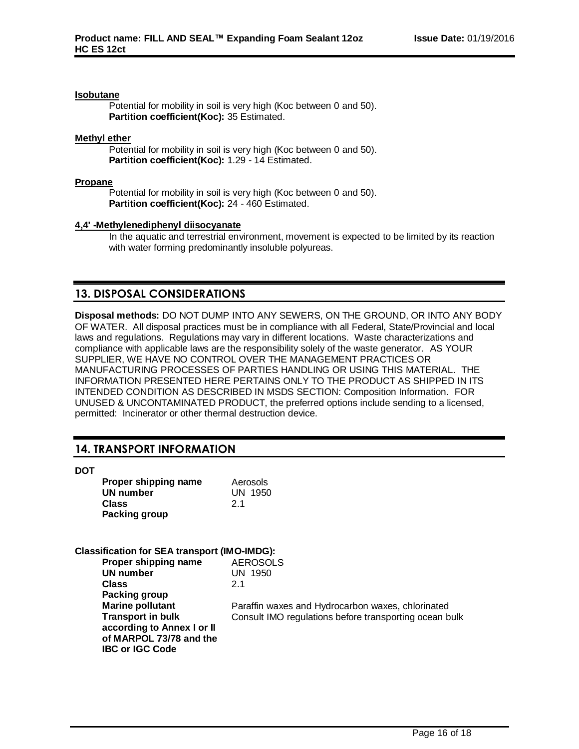**Isobutane**

Potential for mobility in soil is very high (Koc between 0 and 50).
**Partition coefficient(Koc):** 35 Estimated.

**Methyl ether**

Potential for mobility in soil is very high (Koc between 0 and 50).
**Partition coefficient(Koc):** 1.29 - 14 Estimated.

**Propane**

Potential for mobility in soil is very high (Koc between 0 and 50).
**Partition coefficient(Koc):** 24 - 460 Estimated.

**4,4' -Methylenediphenyl diisocyanate**

In the aquatic and terrestrial environment, movement is expected to be limited by its reaction with water forming predominantly insoluble polyureas.

## 13. DISPOSAL CONSIDERATIONS

**Disposal methods:** DO NOT DUMP INTO ANY SEWERS, ON THE GROUND, OR INTO ANY BODY OF WATER. All disposal practices must be in compliance with all Federal, State/Provincial and local laws and regulations. Regulations may vary in different locations. Waste characterizations and compliance with applicable laws are the responsibility solely of the waste generator. AS YOUR SUPPLIER, WE HAVE NO CONTROL OVER THE MANAGEMENT PRACTICES OR MANUFACTURING PROCESSES OF PARTIES HANDLING OR USING THIS MATERIAL. THE INFORMATION PRESENTED HERE PERTAINS ONLY TO THE PRODUCT AS SHIPPED IN ITS INTENDED CONDITION AS DESCRIBED IN MSDS SECTION: Composition Information. FOR UNUSED & UNCONTAMINATED PRODUCT, the preferred options include sending to a licensed, permitted: Incinerator or other thermal destruction device.

## 14. TRANSPORT INFORMATION

**DOT**

| | |
|---|---|
| **Proper shipping name** | Aerosols |
| **UN number** | UN 1950 |
| **Class** | 2.1 |
| **Packing group** | |

**Classification for SEA transport (IMO-IMDG):**

| | |
|---|---|
| **Proper shipping name** | AEROSOLS |
| **UN number** | UN 1950 |
| **Class** | 2.1 |
| **Packing group** | |
| **Marine pollutant** | Paraffin waxes and Hydrocarbon waxes, chlorinated |
| **Transport in bulk according to Annex I or II of MARPOL 73/78 and the IBC or IGC Code** | Consult IMO regulations before transporting ocean bulk |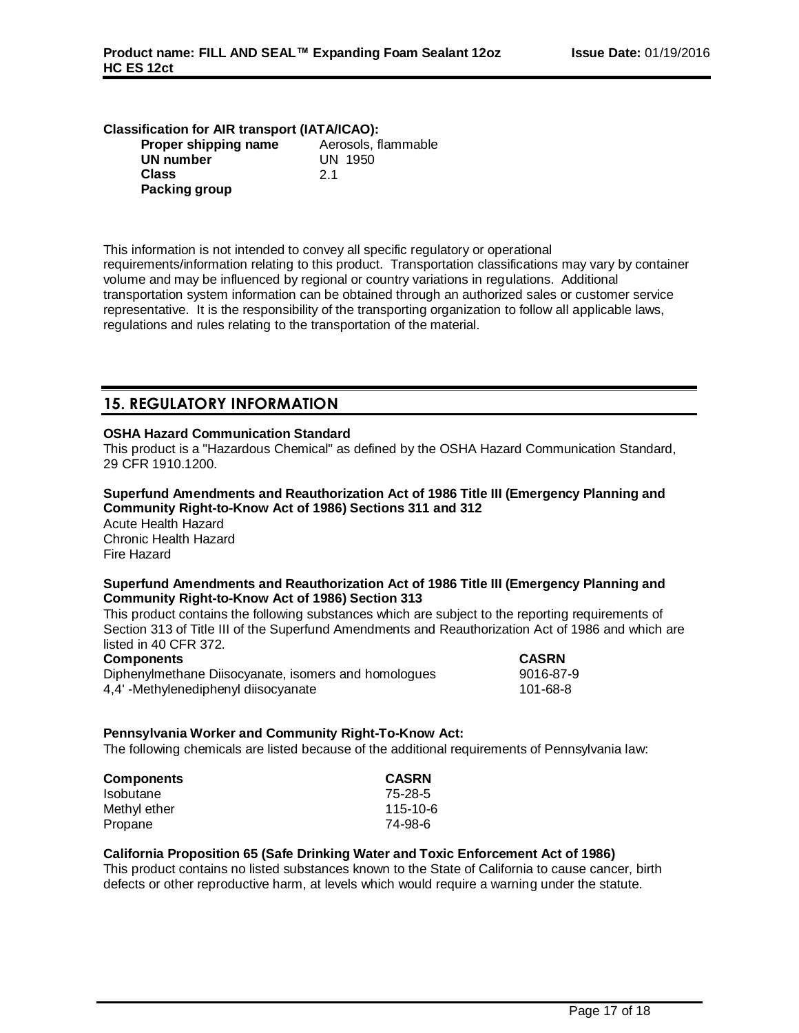**Classification for AIR transport (IATA/ICAO):**

| | |
|---|---|
| **Proper shipping name** | Aerosols, flammable |
| **UN number** | UN 1950 |
| **Class** | 2.1 |
| **Packing group** | |

This information is not intended to convey all specific regulatory or operational requirements/information relating to this product. Transportation classifications may vary by container volume and may be influenced by regional or country variations in regulations. Additional transportation system information can be obtained through an authorized sales or customer service representative. It is the responsibility of the transporting organization to follow all applicable laws, regulations and rules relating to the transportation of the material.

## 15. REGULATORY INFORMATION

**OSHA Hazard Communication Standard**

This product is a "Hazardous Chemical" as defined by the OSHA Hazard Communication Standard, 29 CFR 1910.1200.

**Superfund Amendments and Reauthorization Act of 1986 Title III (Emergency Planning and Community Right-to-Know Act of 1986) Sections 311 and 312**

Acute Health Hazard
Chronic Health Hazard
Fire Hazard

**Superfund Amendments and Reauthorization Act of 1986 Title III (Emergency Planning and Community Right-to-Know Act of 1986) Section 313**

This product contains the following substances which are subject to the reporting requirements of Section 313 of Title III of the Superfund Amendments and Reauthorization Act of 1986 and which are listed in 40 CFR 372.

| Components | CASRN |
|---|---|
| Diphenylmethane Diisocyanate, isomers and homologues | 9016-87-9 |
| 4,4' -Methylenediphenyl diisocyanate | 101-68-8 |

**Pennsylvania Worker and Community Right-To-Know Act:**

The following chemicals are listed because of the additional requirements of Pennsylvania law:

| Components | CASRN |
|---|---|
| Isobutane | 75-28-5 |
| Methyl ether | 115-10-6 |
| Propane | 74-98-6 |

**California Proposition 65 (Safe Drinking Water and Toxic Enforcement Act of 1986)**

This product contains no listed substances known to the State of California to cause cancer, birth defects or other reproductive harm, at levels which would require a warning under the statute.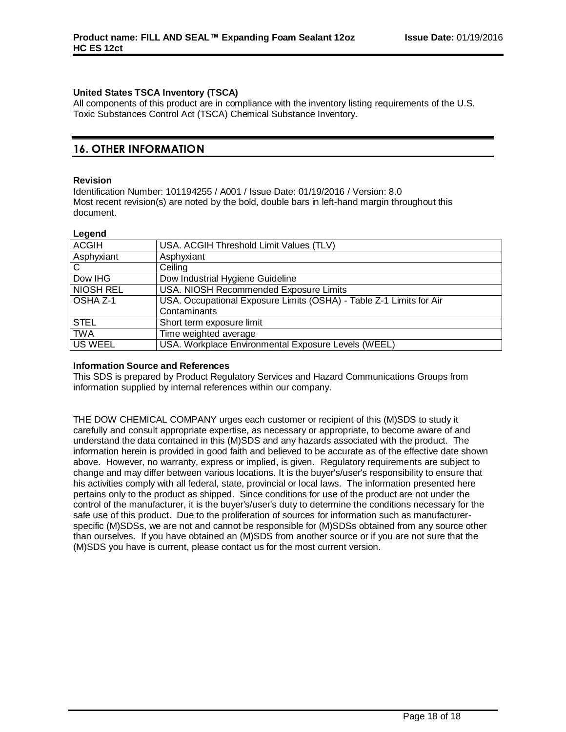**United States TSCA Inventory (TSCA)**
All components of this product are in compliance with the inventory listing requirements of the U.S. Toxic Substances Control Act (TSCA) Chemical Substance Inventory.

## 16. OTHER INFORMATION

**Revision**
Identification Number: 101194255 / A001 / Issue Date: 01/19/2016 / Version: 8.0
Most recent revision(s) are noted by the bold, double bars in left-hand margin throughout this document.

**Legend**

| | |
|---|---|
| ACGIH | USA. ACGIH Threshold Limit Values (TLV) |
| Asphyxiant | Asphyxiant |
| C | Ceiling |
| Dow IHG | Dow Industrial Hygiene Guideline |
| NIOSH REL | USA. NIOSH Recommended Exposure Limits |
| OSHA Z-1 | USA. Occupational Exposure Limits (OSHA) - Table Z-1 Limits for Air Contaminants |
| STEL | Short term exposure limit |
| TWA | Time weighted average |
| US WEEL | USA. Workplace Environmental Exposure Levels (WEEL) |

**Information Source and References**
This SDS is prepared by Product Regulatory Services and Hazard Communications Groups from information supplied by internal references within our company.

THE DOW CHEMICAL COMPANY urges each customer or recipient of this (M)SDS to study it carefully and consult appropriate expertise, as necessary or appropriate, to become aware of and understand the data contained in this (M)SDS and any hazards associated with the product. The information herein is provided in good faith and believed to be accurate as of the effective date shown above. However, no warranty, express or implied, is given. Regulatory requirements are subject to change and may differ between various locations. It is the buyer's/user's responsibility to ensure that his activities comply with all federal, state, provincial or local laws. The information presented here pertains only to the product as shipped. Since conditions for use of the product are not under the control of the manufacturer, it is the buyer's/user's duty to determine the conditions necessary for the safe use of this product. Due to the proliferation of sources for information such as manufacturer-specific (M)SDSs, we are not and cannot be responsible for (M)SDSs obtained from any source other than ourselves. If you have obtained an (M)SDS from another source or if you are not sure that the (M)SDS you have is current, please contact us for the most current version.